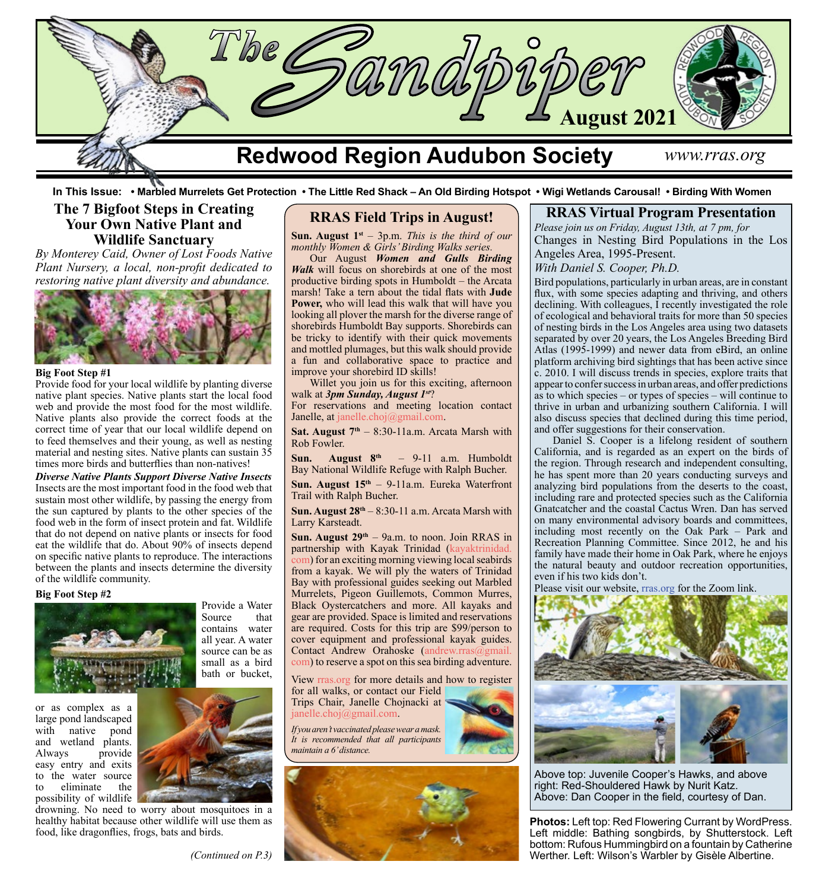# The Sandpiper

**August 2021**

## Redwood Region Audubon Society

*www.rras.org*

**In This Issue: • Marbled Murrelets Get Protection • The Little Red Shack – An Old Birding Hotspot • Wigi Wetlands Carousal! • Birding With Women**

## The 7 Bigfoot Steps in Creating Your Own Native Plant and Wildlife Sanctuary

*By Monterey Caid, Owner of Lost Foods Native Plant Nursery, a local, non-profit dedicated to restoring native plant diversity and abundance.*

**Big Foot Step #1**

Provide food for your local wildlife by planting diverse native plant species. Native plants start the local food web and provide the most food for the most wildlife. Native plants also provide the correct foods at the correct time of year that our local wildlife depend on to feed themselves and their young, as well as nesting material and nesting sites. Native plants can sustain 35 times more birds and butterflies than non-natives!

***Diverse Native Plants Support Diverse Native Insects***

Insects are the most important food in the food web that sustain most other wildlife, by passing the energy from the sun captured by plants to the other species of the food web in the form of insect protein and fat. Wildlife that do not depend on native plants or insects for food eat the wildlife that do. About 90% of insects depend on specific native plants to reproduce. The interactions between the plants and insects determine the diversity of the wildlife community.

**Big Foot Step #2**

Provide a Water Source that contains water all year. A water source can be as small as a bird bath or bucket, or as complex as a large pond landscaped with native pond and wetland plants. Always provide easy entry and exits to the water source to eliminate the possibility of wildlife drowning. No need to worry about mosquitoes in a healthy habitat because other wildlife will use them as food, like dragonflies, frogs, bats and birds.

*(Continued on P.3)*

## RRAS Field Trips in August!

**Sun. August 1st** – 3p.m. *This is the third of our monthly Women & Girls' Birding Walks series.*

Our August ***Women and Gulls Birding Walk*** will focus on shorebirds at one of the most productive birding spots in Humboldt – the Arcata marsh! Take a tern about the tidal flats with **Jude Power,** who will lead this walk that will have you looking all plover the marsh for the diverse range of shorebirds Humboldt Bay supports. Shorebirds can be tricky to identify with their quick movements and mottled plumages, but this walk should provide a fun and collaborative space to practice and improve your shorebird ID skills!

Willet you join us for this exciting, afternoon walk at ***3pm Sunday, August 1st***?

For reservations and meeting location contact Janelle, at janelle.choj@gmail.com.

**Sat. August 7th** – 8:30-11a.m. Arcata Marsh with Rob Fowler.

**Sun. August 8th** – 9-11 a.m. Humboldt Bay National Wildlife Refuge with Ralph Bucher.

**Sun. August 15th** – 9-11a.m. Eureka Waterfront Trail with Ralph Bucher.

**Sun. August 28th** – 8:30-11 a.m. Arcata Marsh with Larry Karsteadt.

**Sun. August 29th** – 9a.m. to noon. Join RRAS in partnership with Kayak Trinidad (kayaktrinidad.com) for an exciting morning viewing local seabirds from a kayak. We will ply the waters of Trinidad Bay with professional guides seeking out Marbled Murrelets, Pigeon Guillemots, Common Murres, Black Oystercatchers and more. All kayaks and gear are provided. Space is limited and reservations are required. Costs for this trip are $99/person to cover equipment and professional kayak guides. Contact Andrew Orahoske (andrew.rras@gmail.com) to reserve a spot on this sea birding adventure.

View rras.org for more details and how to register for all walks, or contact our Field Trips Chair, Janelle Chojnacki at janelle.choj@gmail.com.

*If you aren't vaccinated please wear a mask. It is recommended that all participants maintain a 6' distance.*

## RRAS Virtual Program Presentation

*Please join us on Friday, August 13th, at 7 pm, for*

Changes in Nesting Bird Populations in the Los Angeles Area, 1995-Present.

*With Daniel S. Cooper, Ph.D.*

Bird populations, particularly in urban areas, are in constant flux, with some species adapting and thriving, and others declining. With colleagues, I recently investigated the role of ecological and behavioral traits for more than 50 species of nesting birds in the Los Angeles area using two datasets separated by over 20 years, the Los Angeles Breeding Bird Atlas (1995-1999) and newer data from eBird, an online platform archiving bird sightings that has been active since c. 2010. I will discuss trends in species, explore traits that appear to confer success in urban areas, and offer predictions as to which species – or types of species – will continue to thrive in urban and urbanizing southern California. I will also discuss species that declined during this time period, and offer suggestions for their conservation.

Daniel S. Cooper is a lifelong resident of southern California, and is regarded as an expert on the birds of the region. Through research and independent consulting, he has spent more than 20 years conducting surveys and analyzing bird populations from the deserts to the coast, including rare and protected species such as the California Gnatcatcher and the coastal Cactus Wren. Dan has served on many environmental advisory boards and committees, including most recently on the Oak Park – Park and Recreation Planning Committee. Since 2012, he and his family have made their home in Oak Park, where he enjoys the natural beauty and outdoor recreation opportunities, even if his two kids don't.

Please visit our website, rras.org for the Zoom link.

Above top: Juvenile Cooper's Hawks, and above right: Red-Shouldered Hawk by Nurit Katz. Above: Dan Cooper in the field, courtesy of Dan.

**Photos:** Left top: Red Flowering Currant by WordPress. Left middle: Bathing songbirds, by Shutterstock. Left bottom: Rufous Hummingbird on a fountain by Catherine Werther. Left: Wilson's Warbler by Gisèle Albertine.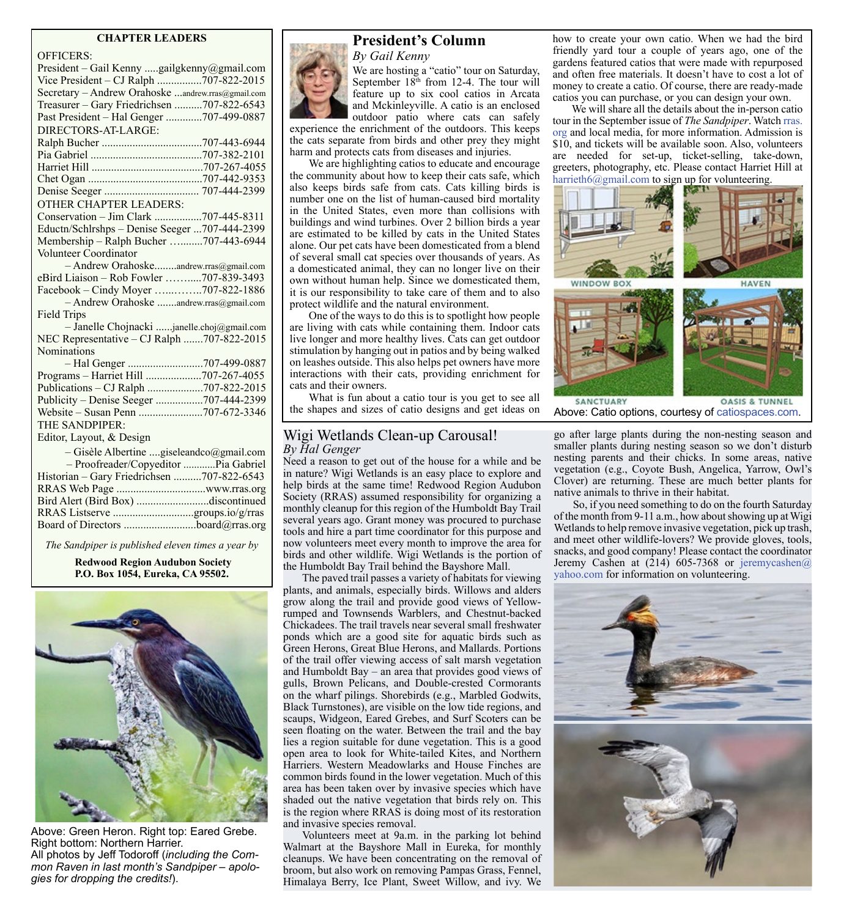## CHAPTER LEADERS

OFFICERS:

President – Gail Kenny .....gailgkenny@gmail.com
Vice President – CJ Ralph ................707-822-2015
Secretary – Andrew Orahoske ...andrew.rras@gmail.com
Treasurer – Gary Friedrichsen ..........707-822-6543
Past President – Hal Genger .............707-499-0887

DIRECTORS-AT-LARGE:

Ralph Bucher ....................................707-443-6944
Pia Gabriel ........................................707-382-2101
Harriet Hill ........................................707-267-4055
Chet Ogan .........................................707-442-9353
Denise Seeger .................................. 707-444-2399

OTHER CHAPTER LEADERS:

Conservation – Jim Clark .................707-445-8311
Eductn/Schlrshps – Denise Seeger ...707-444-2399
Membership – Ralph Bucher …........707-443-6944
Volunteer Coordinator
– Andrew Orahoske........andrew.rras@gmail.com
eBird Liaison – Rob Fowler ……......707-839-3493
Facebook – Cindy Moyer …...……..707-822-1886
– Andrew Orahoske .......andrew.rras@gmail.com
Field Trips
– Janelle Chojnacki ......janelle.choj@gmail.com
NEC Representative – CJ Ralph .......707-822-2015
Nominations
– Hal Genger ...........................707-499-0887
Programs – Harriet Hill ....................707-267-4055
Publications – CJ Ralph ....................707-822-2015
Publicity – Denise Seeger .................707-444-2399
Website – Susan Penn .......................707-672-3346

THE SANDPIPER:

Editor, Layout, & Design
– Gisèle Albertine ....giseleandco@gmail.com
– Proofreader/Copyeditor ............Pia Gabriel
Historian – Gary Friedrichsen ..........707-822-6543
RRAS Web Page ................................www.rras.org
Bird Alert (Bird Box) ..........................discontinued
RRAS Listserve .............................groups.io/g/rras
Board of Directors ..........................board@rras.org

*The Sandpiper is published eleven times a year by*

**Redwood Region Audubon Society**
**P.O. Box 1054, Eureka, CA 95502.**

Above: Green Heron. Right top: Eared Grebe. Right bottom: Northern Harrier.
All photos by Jeff Todoroff (*including the Common Raven in last month's Sandpiper – apologies for dropping the credits!*).

## President's Column

*By Gail Kenny*

We are hosting a "catio" tour on Saturday, September 18th from 12-4. The tour will feature up to six cool catios in Arcata and Mckinleyville. A catio is an enclosed outdoor patio where cats can safely experience the enrichment of the outdoors. This keeps the cats separate from birds and other prey they might harm and protects cats from diseases and injuries.

We are highlighting catios to educate and encourage the community about how to keep their cats safe, which also keeps birds safe from cats. Cats killing birds is number one on the list of human-caused bird mortality in the United States, even more than collisions with buildings and wind turbines. Over 2 billion birds a year are estimated to be killed by cats in the United States alone. Our pet cats have been domesticated from a blend of several small cat species over thousands of years. As a domesticated animal, they can no longer live on their own without human help. Since we domesticated them, it is our responsibility to take care of them and to also protect wildlife and the natural environment.

One of the ways to do this is to spotlight how people are living with cats while containing them. Indoor cats live longer and more healthy lives. Cats can get outdoor stimulation by hanging out in patios and by being walked on leashes outside. This also helps pet owners have more interactions with their cats, providing enrichment for cats and their owners.

What is fun about a catio tour is you get to see all the shapes and sizes of catio designs and get ideas on how to create your own catio. When we had the bird friendly yard tour a couple of years ago, one of the gardens featured catios that were made with repurposed and often free materials. It doesn't have to cost a lot of money to create a catio. Of course, there are ready-made catios you can purchase, or you can design your own.

We will share all the details about the in-person catio tour in the September issue of *The Sandpiper*. Watch rras.org and local media, for more information. Admission is $10, and tickets will be available soon. Also, volunteers are needed for set-up, ticket-selling, take-down, greeters, photography, etc. Please contact Harriet Hill at harrieth6@gmail.com to sign up for volunteering.

WINDOW BOX — HAVEN — SANCTUARY — OASIS & TUNNEL

Above: Catio options, courtesy of catiospaces.com.

## Wigi Wetlands Clean-up Carousal!

*By Hal Genger*

Need a reason to get out of the house for a while and be in nature? Wigi Wetlands is an easy place to explore and help birds at the same time! Redwood Region Audubon Society (RRAS) assumed responsibility for organizing a monthly cleanup for this region of the Humboldt Bay Trail several years ago. Grant money was procured to purchase tools and hire a part time coordinator for this purpose and now volunteers meet every month to improve the area for birds and other wildlife. Wigi Wetlands is the portion of the Humboldt Bay Trail behind the Bayshore Mall.

The paved trail passes a variety of habitats for viewing plants, and animals, especially birds. Willows and alders grow along the trail and provide good views of Yellow-rumped and Townsends Warblers, and Chestnut-backed Chickadees. The trail travels near several small freshwater ponds which are a good site for aquatic birds such as Green Herons, Great Blue Herons, and Mallards. Portions of the trail offer viewing access of salt marsh vegetation and Humboldt Bay – an area that provides good views of gulls, Brown Pelicans, and Double-crested Cormorants on the wharf pilings. Shorebirds (e.g., Marbled Godwits, Black Turnstones), are visible on the low tide regions, and scaups, Widgeon, Eared Grebes, and Surf Scoters can be seen floating on the water. Between the trail and the bay lies a region suitable for dune vegetation. This is a good open area to look for White-tailed Kites, and Northern Harriers. Western Meadowlarks and House Finches are common birds found in the lower vegetation. Much of this area has been taken over by invasive species which have shaded out the native vegetation that birds rely on. This is the region where RRAS is doing most of its restoration and invasive species removal.

Volunteers meet at 9a.m. in the parking lot behind Walmart at the Bayshore Mall in Eureka, for monthly cleanups. We have been concentrating on the removal of broom, but also work on removing Pampas Grass, Fennel, Himalaya Berry, Ice Plant, Sweet Willow, and ivy. We go after large plants during the non-nesting season and smaller plants during nesting season so we don't disturb nesting parents and their chicks. In some areas, native vegetation (e.g., Coyote Bush, Angelica, Yarrow, Owl's Clover) are returning. These are much better plants for native animals to thrive in their habitat.

So, if you need something to do on the fourth Saturday of the month from 9-11 a.m., how about showing up at Wigi Wetlands to help remove invasive vegetation, pick up trash, and meet other wildlife-lovers? We provide gloves, tools, snacks, and good company! Please contact the coordinator Jeremy Cashen at (214) 605-7368 or jeremycashen@yahoo.com for information on volunteering.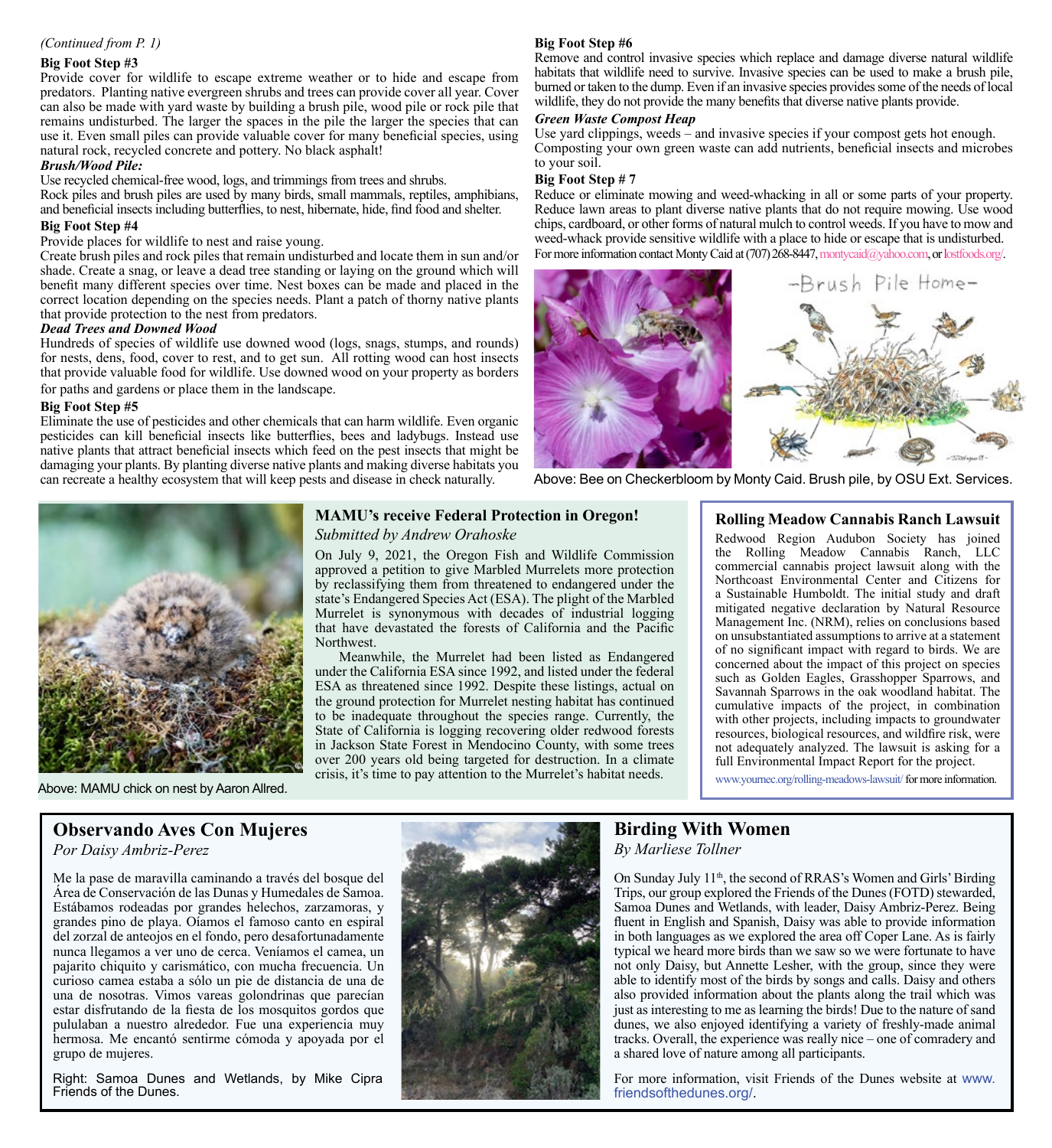*(Continued from P. 1)*

**Big Foot Step #3**

Provide cover for wildlife to escape extreme weather or to hide and escape from predators. Planting native evergreen shrubs and trees can provide cover all year. Cover can also be made with yard waste by building a brush pile, wood pile or rock pile that remains undisturbed. The larger the spaces in the pile the larger the species that can use it. Even small piles can provide valuable cover for many beneficial species, using natural rock, recycled concrete and pottery. No black asphalt!

***Brush/Wood Pile:***

Use recycled chemical-free wood, logs, and trimmings from trees and shrubs.

Rock piles and brush piles are used by many birds, small mammals, reptiles, amphibians, and beneficial insects including butterflies, to nest, hibernate, hide, find food and shelter.

**Big Foot Step #4**

Provide places for wildlife to nest and raise young.

Create brush piles and rock piles that remain undisturbed and locate them in sun and/or shade. Create a snag, or leave a dead tree standing or laying on the ground which will benefit many different species over time. Nest boxes can be made and placed in the correct location depending on the species needs. Plant a patch of thorny native plants that provide protection to the nest from predators.

***Dead Trees and Downed Wood***

Hundreds of species of wildlife use downed wood (logs, snags, stumps, and rounds) for nests, dens, food, cover to rest, and to get sun. All rotting wood can host insects that provide valuable food for wildlife. Use downed wood on your property as borders for paths and gardens or place them in the landscape.

**Big Foot Step #5**

Eliminate the use of pesticides and other chemicals that can harm wildlife. Even organic pesticides can kill beneficial insects like butterflies, bees and ladybugs. Instead use native plants that attract beneficial insects which feed on the pest insects that might be damaging your plants. By planting diverse native plants and making diverse habitats you can recreate a healthy ecosystem that will keep pests and disease in check naturally.

**Big Foot Step #6**

Remove and control invasive species which replace and damage diverse natural wildlife habitats that wildlife need to survive. Invasive species can be used to make a brush pile, burned or taken to the dump. Even if an invasive species provides some of the needs of local wildlife, they do not provide the many benefits that diverse native plants provide.

***Green Waste Compost Heap***

Use yard clippings, weeds – and invasive species if your compost gets hot enough. Composting your own green waste can add nutrients, beneficial insects and microbes to your soil.

**Big Foot Step # 7**

Reduce or eliminate mowing and weed-whacking in all or some parts of your property. Reduce lawn areas to plant diverse native plants that do not require mowing. Use wood chips, cardboard, or other forms of natural mulch to control weeds. If you have to mow and weed-whack provide sensitive wildlife with a place to hide or escape that is undisturbed. For more information contact Monty Caid at (707) 268-8447, montycaid@yahoo.com, or lostfoods.org/.

Above: Bee on Checkerbloom by Monty Caid. Brush pile, by OSU Ext. Services.

## MAMU's receive Federal Protection in Oregon!

*Submitted by Andrew Orahoske*

On July 9, 2021, the Oregon Fish and Wildlife Commission approved a petition to give Marbled Murrelets more protection by reclassifying them from threatened to endangered under the state's Endangered Species Act (ESA). The plight of the Marbled Murrelet is synonymous with decades of industrial logging that have devastated the forests of California and the Pacific Northwest.

Meanwhile, the Murrelet had been listed as Endangered under the California ESA since 1992, and listed under the federal ESA as threatened since 1992. Despite these listings, actual on the ground protection for Murrelet nesting habitat has continued to be inadequate throughout the species range. Currently, the State of California is logging recovering older redwood forests in Jackson State Forest in Mendocino County, with some trees over 200 years old being targeted for destruction. In a climate crisis, it's time to pay attention to the Murrelet's habitat needs.

Above: MAMU chick on nest by Aaron Allred.

## Rolling Meadow Cannabis Ranch Lawsuit

Redwood Region Audubon Society has joined the Rolling Meadow Cannabis Ranch, LLC commercial cannabis project lawsuit along with the Northcoast Environmental Center and Citizens for a Sustainable Humboldt. The initial study and draft mitigated negative declaration by Natural Resource Management Inc. (NRM), relies on conclusions based on unsubstantiated assumptions to arrive at a statement of no significant impact with regard to birds. We are concerned about the impact of this project on species such as Golden Eagles, Grasshopper Sparrows, and Savannah Sparrows in the oak woodland habitat. The cumulative impacts of the project, in combination with other projects, including impacts to groundwater resources, biological resources, and wildfire risk, were not adequately analyzed. The lawsuit is asking for a full Environmental Impact Report for the project.

www.yournec.org/rolling-meadows-lawsuit/ for more information.

## Observando Aves Con Mujeres

*Por Daisy Ambriz-Perez*

Me la pase de maravilla caminando a través del bosque del Área de Conservación de las Dunas y Humedales de Samoa. Estábamos rodeadas por grandes helechos, zarzamoras, y grandes pino de playa. Oíamos el famoso canto en espiral del zorzal de anteojos en el fondo, pero desafortunadamente nunca llegamos a ver uno de cerca. Veníamos el camea, un pajarito chiquito y carismático, con mucha frecuencia. Un curioso camea estaba a sólo un pie de distancia de una de una de nosotras. Vimos vareas golondrinas que parecían estar disfrutando de la fiesta de los mosquitos gordos que pululaban a nuestro alrededor. Fue una experiencia muy hermosa. Me encantó sentirme cómoda y apoyada por el grupo de mujeres.

Right: Samoa Dunes and Wetlands, by Mike Cipra Friends of the Dunes.

## Birding With Women

*By Marliese Tollner*

On Sunday July 11th, the second of RRAS's Women and Girls' Birding Trips, our group explored the Friends of the Dunes (FOTD) stewarded, Samoa Dunes and Wetlands, with leader, Daisy Ambriz-Perez. Being fluent in English and Spanish, Daisy was able to provide information in both languages as we explored the area off Coper Lane. As is fairly typical we heard more birds than we saw so we were fortunate to have not only Daisy, but Annette Lesher, with the group, since they were able to identify most of the birds by songs and calls. Daisy and others also provided information about the plants along the trail which was just as interesting to me as learning the birds! Due to the nature of sand dunes, we also enjoyed identifying a variety of freshly-made animal tracks. Overall, the experience was really nice – one of comradery and a shared love of nature among all participants.

For more information, visit Friends of the Dunes website at www.friendsofthedunes.org/.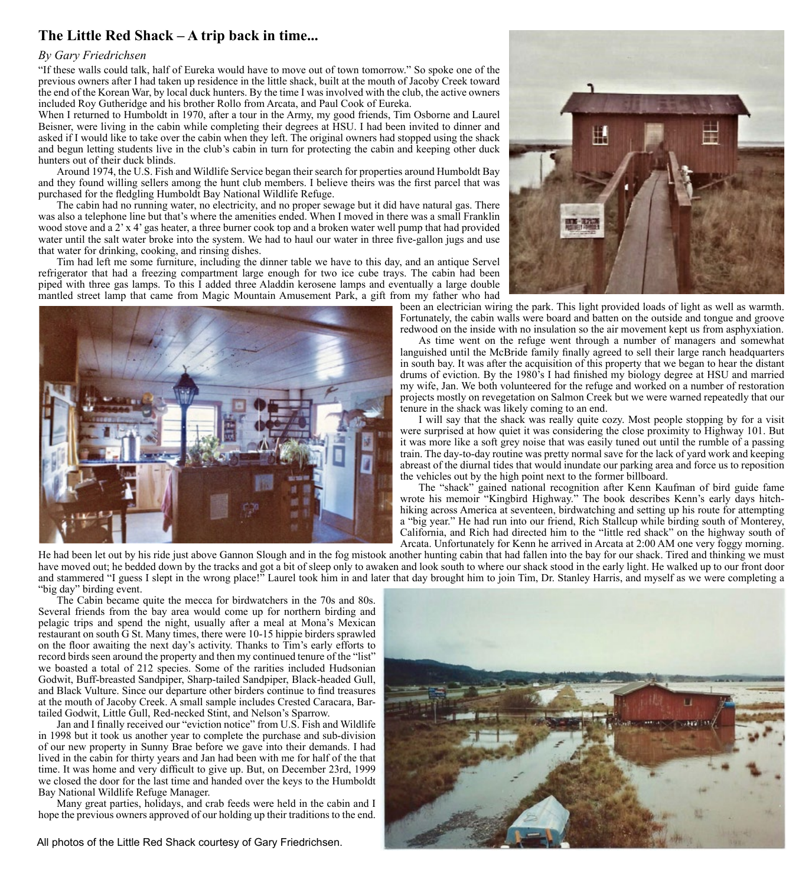## The Little Red Shack – A trip back in time...

*By Gary Friedrichsen*

"If these walls could talk, half of Eureka would have to move out of town tomorrow." So spoke one of the previous owners after I had taken up residence in the little shack, built at the mouth of Jacoby Creek toward the end of the Korean War, by local duck hunters. By the time I was involved with the club, the active owners included Roy Gutheridge and his brother Rollo from Arcata, and Paul Cook of Eureka.

When I returned to Humboldt in 1970, after a tour in the Army, my good friends, Tim Osborne and Laurel Beisner, were living in the cabin while completing their degrees at HSU. I had been invited to dinner and asked if I would like to take over the cabin when they left. The original owners had stopped using the shack and begun letting students live in the club's cabin in turn for protecting the cabin and keeping other duck hunters out of their duck blinds.

Around 1974, the U.S. Fish and Wildlife Service began their search for properties around Humboldt Bay and they found willing sellers among the hunt club members. I believe theirs was the first parcel that was purchased for the fledgling Humboldt Bay National Wildlife Refuge.

The cabin had no running water, no electricity, and no proper sewage but it did have natural gas. There was also a telephone line but that's where the amenities ended. When I moved in there was a small Franklin wood stove and a 2' x 4' gas heater, a three burner cook top and a broken water well pump that had provided water until the salt water broke into the system. We had to haul our water in three five-gallon jugs and use that water for drinking, cooking, and rinsing dishes.

Tim had left me some furniture, including the dinner table we have to this day, and an antique Servel refrigerator that had a freezing compartment large enough for two ice cube trays. The cabin had been piped with three gas lamps. To this I added three Aladdin kerosene lamps and eventually a large double mantled street lamp that came from Magic Mountain Amusement Park, a gift from my father who had been an electrician wiring the park. This light provided loads of light as well as warmth. Fortunately, the cabin walls were board and batten on the outside and tongue and groove redwood on the inside with no insulation so the air movement kept us from asphyxiation.

As time went on the refuge went through a number of managers and somewhat languished until the McBride family finally agreed to sell their large ranch headquarters in south bay. It was after the acquisition of this property that we began to hear the distant drums of eviction. By the 1980's I had finished my biology degree at HSU and married my wife, Jan. We both volunteered for the refuge and worked on a number of restoration projects mostly on revegetation on Salmon Creek but we were warned repeatedly that our tenure in the shack was likely coming to an end.

I will say that the shack was really quite cozy. Most people stopping by for a visit were surprised at how quiet it was considering the close proximity to Highway 101. But it was more like a soft grey noise that was easily tuned out until the rumble of a passing train. The day-to-day routine was pretty normal save for the lack of yard work and keeping abreast of the diurnal tides that would inundate our parking area and force us to reposition the vehicles out by the high point next to the former billboard.

The "shack" gained national recognition after Kenn Kaufman of bird guide fame wrote his memoir "Kingbird Highway." The book describes Kenn's early days hitch-hiking across America at seventeen, birdwatching and setting up his route for attempting a "big year." He had run into our friend, Rich Stallcup while birding south of Monterey, California, and Rich had directed him to the "little red shack" on the highway south of Arcata. Unfortunately for Kenn he arrived in Arcata at 2:00 AM one very foggy morning. He had been let out by his ride just above Gannon Slough and in the fog mistook another hunting cabin that had fallen into the bay for our shack. Tired and thinking we must have moved out; he bedded down by the tracks and got a bit of sleep only to awaken and look south to where our shack stood in the early light. He walked up to our front door and stammered "I guess I slept in the wrong place!" Laurel took him in and later that day brought him to join Tim, Dr. Stanley Harris, and myself as we were completing a "big day" birding event.

The Cabin became quite the mecca for birdwatchers in the 70s and 80s. Several friends from the bay area would come up for northern birding and pelagic trips and spend the night, usually after a meal at Mona's Mexican restaurant on south G St. Many times, there were 10-15 hippie birders sprawled on the floor awaiting the next day's activity. Thanks to Tim's early efforts to record birds seen around the property and then my continued tenure of the "list" we boasted a total of 212 species. Some of the rarities included Hudsonian Godwit, Buff-breasted Sandpiper, Sharp-tailed Sandpiper, Black-headed Gull, and Black Vulture. Since our departure other birders continue to find treasures at the mouth of Jacoby Creek. A small sample includes Crested Caracara, Bar-tailed Godwit, Little Gull, Red-necked Stint, and Nelson's Sparrow.

Jan and I finally received our "eviction notice" from U.S. Fish and Wildlife in 1998 but it took us another year to complete the purchase and sub-division of our new property in Sunny Brae before we gave into their demands. I had lived in the cabin for thirty years and Jan had been with me for half of the that time. It was home and very difficult to give up. But, on December 23rd, 1999 we closed the door for the last time and handed over the keys to the Humboldt Bay National Wildlife Refuge Manager.

Many great parties, holidays, and crab feeds were held in the cabin and I hope the previous owners approved of our holding up their traditions to the end.

All photos of the Little Red Shack courtesy of Gary Friedrichsen.